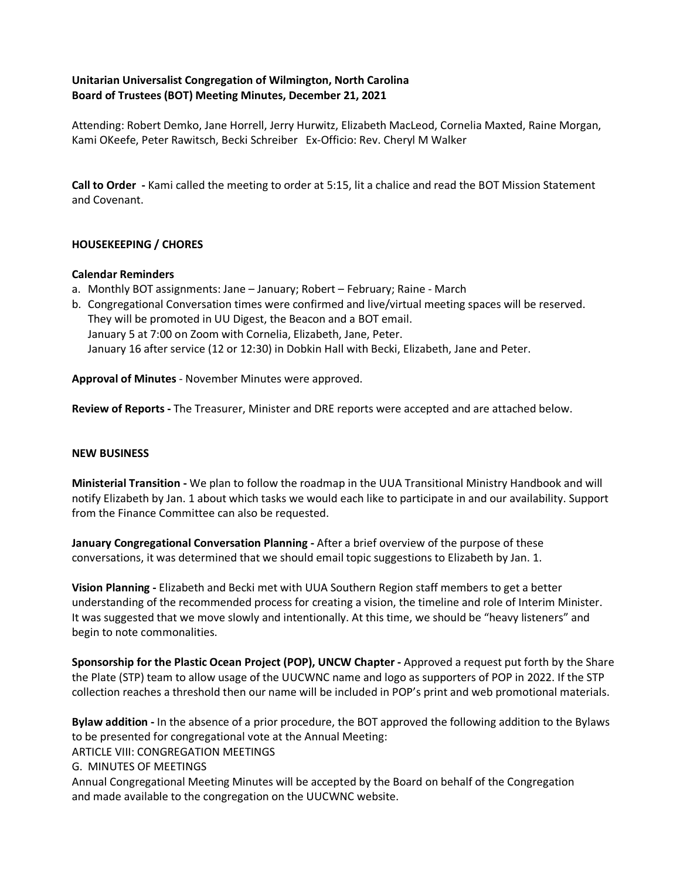**Unitarian Universalist Congregation of Wilmington, North Carolina**
**Board of Trustees (BOT) Meeting Minutes, December 21, 2021**

Attending: Robert Demko, Jane Horrell, Jerry Hurwitz, Elizabeth MacLeod, Cornelia Maxted, Raine Morgan, Kami OKeefe, Peter Rawitsch, Becki Schreiber Ex-Officio: Rev. Cheryl M Walker

**Call to Order -** Kami called the meeting to order at 5:15, lit a chalice and read the BOT Mission Statement and Covenant.

**HOUSEKEEPING / CHORES**

**Calendar Reminders**

a. Monthly BOT assignments: Jane – January; Robert – February; Raine - March
b. Congregational Conversation times were confirmed and live/virtual meeting spaces will be reserved. They will be promoted in UU Digest, the Beacon and a BOT email.
   January 5 at 7:00 on Zoom with Cornelia, Elizabeth, Jane, Peter.
   January 16 after service (12 or 12:30) in Dobkin Hall with Becki, Elizabeth, Jane and Peter.

**Approval of Minutes** - November Minutes were approved.

**Review of Reports -** The Treasurer, Minister and DRE reports were accepted and are attached below.

**NEW BUSINESS**

**Ministerial Transition -** We plan to follow the roadmap in the UUA Transitional Ministry Handbook and will notify Elizabeth by Jan. 1 about which tasks we would each like to participate in and our availability. Support from the Finance Committee can also be requested.

**January Congregational Conversation Planning -** After a brief overview of the purpose of these conversations, it was determined that we should email topic suggestions to Elizabeth by Jan. 1.

**Vision Planning -** Elizabeth and Becki met with UUA Southern Region staff members to get a better understanding of the recommended process for creating a vision, the timeline and role of Interim Minister. It was suggested that we move slowly and intentionally. At this time, we should be "heavy listeners" and begin to note commonalities.

**Sponsorship for the Plastic Ocean Project (POP), UNCW Chapter -** Approved a request put forth by the Share the Plate (STP) team to allow usage of the UUCWNC name and logo as supporters of POP in 2022. If the STP collection reaches a threshold then our name will be included in POP's print and web promotional materials.

**Bylaw addition -** In the absence of a prior procedure, the BOT approved the following addition to the Bylaws to be presented for congregational vote at the Annual Meeting:

ARTICLE VIII: CONGREGATION MEETINGS

G. MINUTES OF MEETINGS

Annual Congregational Meeting Minutes will be accepted by the Board on behalf of the Congregation and made available to the congregation on the UUCWNC website.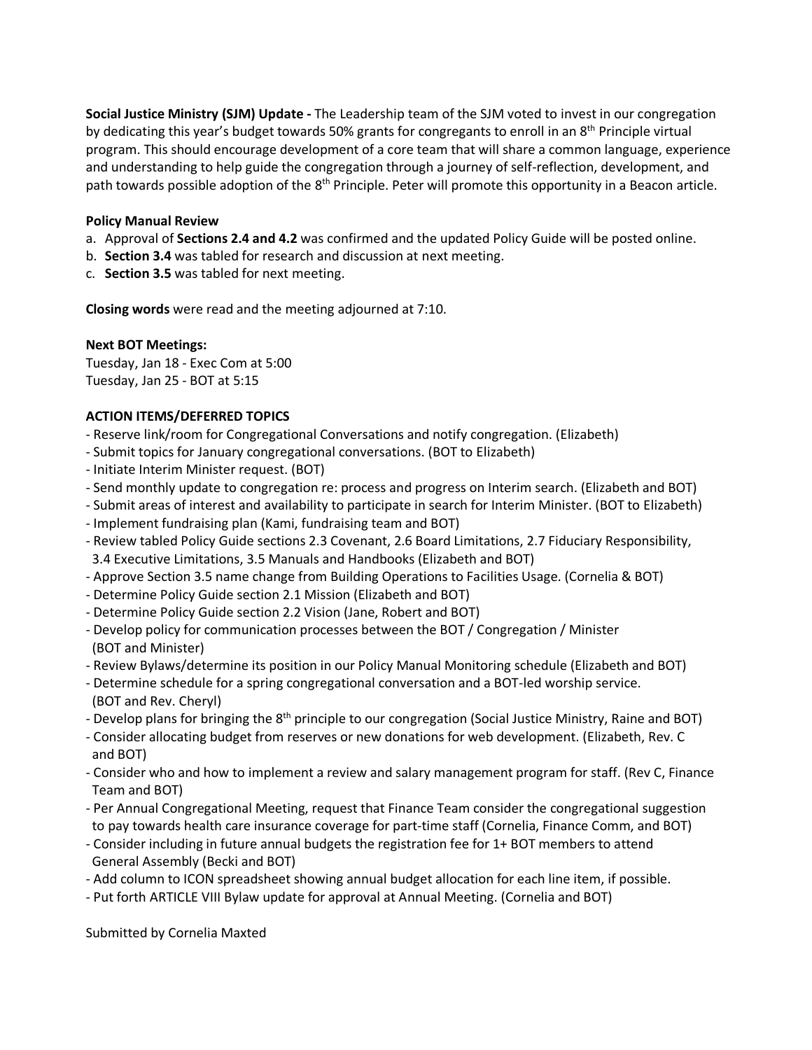**Social Justice Ministry (SJM) Update -** The Leadership team of the SJM voted to invest in our congregation by dedicating this year's budget towards 50% grants for congregants to enroll in an 8th Principle virtual program. This should encourage development of a core team that will share a common language, experience and understanding to help guide the congregation through a journey of self-reflection, development, and path towards possible adoption of the 8th Principle. Peter will promote this opportunity in a Beacon article.

**Policy Manual Review**

a. Approval of **Sections 2.4 and 4.2** was confirmed and the updated Policy Guide will be posted online.
b. **Section 3.4** was tabled for research and discussion at next meeting.
c. **Section 3.5** was tabled for next meeting.

**Closing words** were read and the meeting adjourned at 7:10.

**Next BOT Meetings:**
Tuesday, Jan 18 - Exec Com at 5:00
Tuesday, Jan 25 - BOT at 5:15

**ACTION ITEMS/DEFERRED TOPICS**

- Reserve link/room for Congregational Conversations and notify congregation. (Elizabeth)
- Submit topics for January congregational conversations. (BOT to Elizabeth)
- Initiate Interim Minister request. (BOT)
- Send monthly update to congregation re: process and progress on Interim search. (Elizabeth and BOT)
- Submit areas of interest and availability to participate in search for Interim Minister. (BOT to Elizabeth)
- Implement fundraising plan (Kami, fundraising team and BOT)
- Review tabled Policy Guide sections 2.3 Covenant, 2.6 Board Limitations, 2.7 Fiduciary Responsibility, 3.4 Executive Limitations, 3.5 Manuals and Handbooks (Elizabeth and BOT)
- Approve Section 3.5 name change from Building Operations to Facilities Usage. (Cornelia & BOT)
- Determine Policy Guide section 2.1 Mission (Elizabeth and BOT)
- Determine Policy Guide section 2.2 Vision (Jane, Robert and BOT)
- Develop policy for communication processes between the BOT / Congregation / Minister (BOT and Minister)
- Review Bylaws/determine its position in our Policy Manual Monitoring schedule (Elizabeth and BOT)
- Determine schedule for a spring congregational conversation and a BOT-led worship service. (BOT and Rev. Cheryl)
- Develop plans for bringing the 8th principle to our congregation (Social Justice Ministry, Raine and BOT)
- Consider allocating budget from reserves or new donations for web development. (Elizabeth, Rev. C and BOT)
- Consider who and how to implement a review and salary management program for staff. (Rev C, Finance Team and BOT)
- Per Annual Congregational Meeting, request that Finance Team consider the congregational suggestion to pay towards health care insurance coverage for part-time staff (Cornelia, Finance Comm, and BOT)
- Consider including in future annual budgets the registration fee for 1+ BOT members to attend General Assembly (Becki and BOT)
- Add column to ICON spreadsheet showing annual budget allocation for each line item, if possible.
- Put forth ARTICLE VIII Bylaw update for approval at Annual Meeting. (Cornelia and BOT)

Submitted by Cornelia Maxted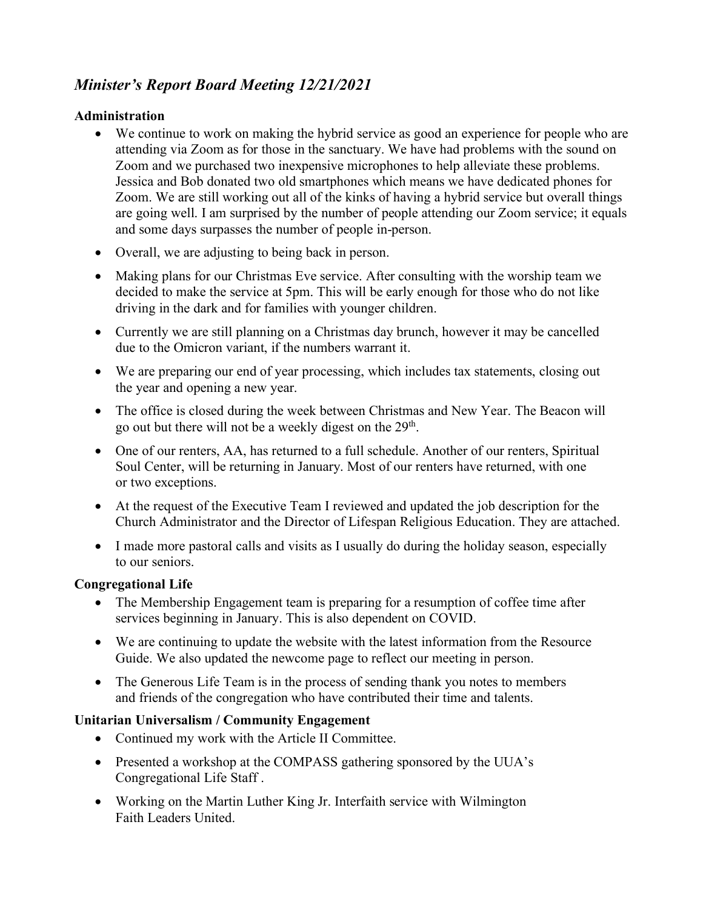# *Minister's Report Board Meeting 12/21/2021*

**Administration**

- We continue to work on making the hybrid service as good an experience for people who are attending via Zoom as for those in the sanctuary. We have had problems with the sound on Zoom and we purchased two inexpensive microphones to help alleviate these problems. Jessica and Bob donated two old smartphones which means we have dedicated phones for Zoom. We are still working out all of the kinks of having a hybrid service but overall things are going well. I am surprised by the number of people attending our Zoom service; it equals and some days surpasses the number of people in-person.
- Overall, we are adjusting to being back in person.
- Making plans for our Christmas Eve service. After consulting with the worship team we decided to make the service at 5pm. This will be early enough for those who do not like driving in the dark and for families with younger children.
- Currently we are still planning on a Christmas day brunch, however it may be cancelled due to the Omicron variant, if the numbers warrant it.
- We are preparing our end of year processing, which includes tax statements, closing out the year and opening a new year.
- The office is closed during the week between Christmas and New Year. The Beacon will go out but there will not be a weekly digest on the 29th.
- One of our renters, AA, has returned to a full schedule. Another of our renters, Spiritual Soul Center, will be returning in January. Most of our renters have returned, with one or two exceptions.
- At the request of the Executive Team I reviewed and updated the job description for the Church Administrator and the Director of Lifespan Religious Education. They are attached.
- I made more pastoral calls and visits as I usually do during the holiday season, especially to our seniors.

**Congregational Life**

- The Membership Engagement team is preparing for a resumption of coffee time after services beginning in January. This is also dependent on COVID.
- We are continuing to update the website with the latest information from the Resource Guide. We also updated the newcome page to reflect our meeting in person.
- The Generous Life Team is in the process of sending thank you notes to members and friends of the congregation who have contributed their time and talents.

**Unitarian Universalism / Community Engagement**

- Continued my work with the Article II Committee.
- Presented a workshop at the COMPASS gathering sponsored by the UUA's Congregational Life Staff .
- Working on the Martin Luther King Jr. Interfaith service with Wilmington Faith Leaders United.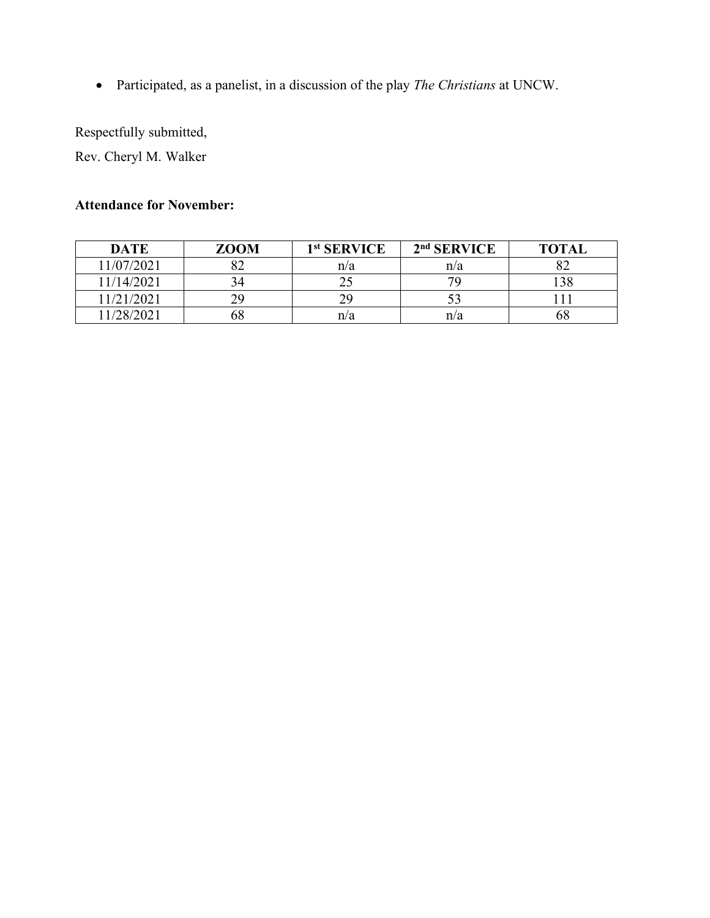- Participated, as a panelist, in a discussion of the play *The Christians* at UNCW.

Respectfully submitted,

Rev. Cheryl M. Walker

**Attendance for November:**

| DATE | ZOOM | 1st SERVICE | 2nd SERVICE | TOTAL |
|---|---|---|---|---|
| 11/07/2021 | 82 | n/a | n/a | 82 |
| 11/14/2021 | 34 | 25 | 79 | 138 |
| 11/21/2021 | 29 | 29 | 53 | 111 |
| 11/28/2021 | 68 | n/a | n/a | 68 |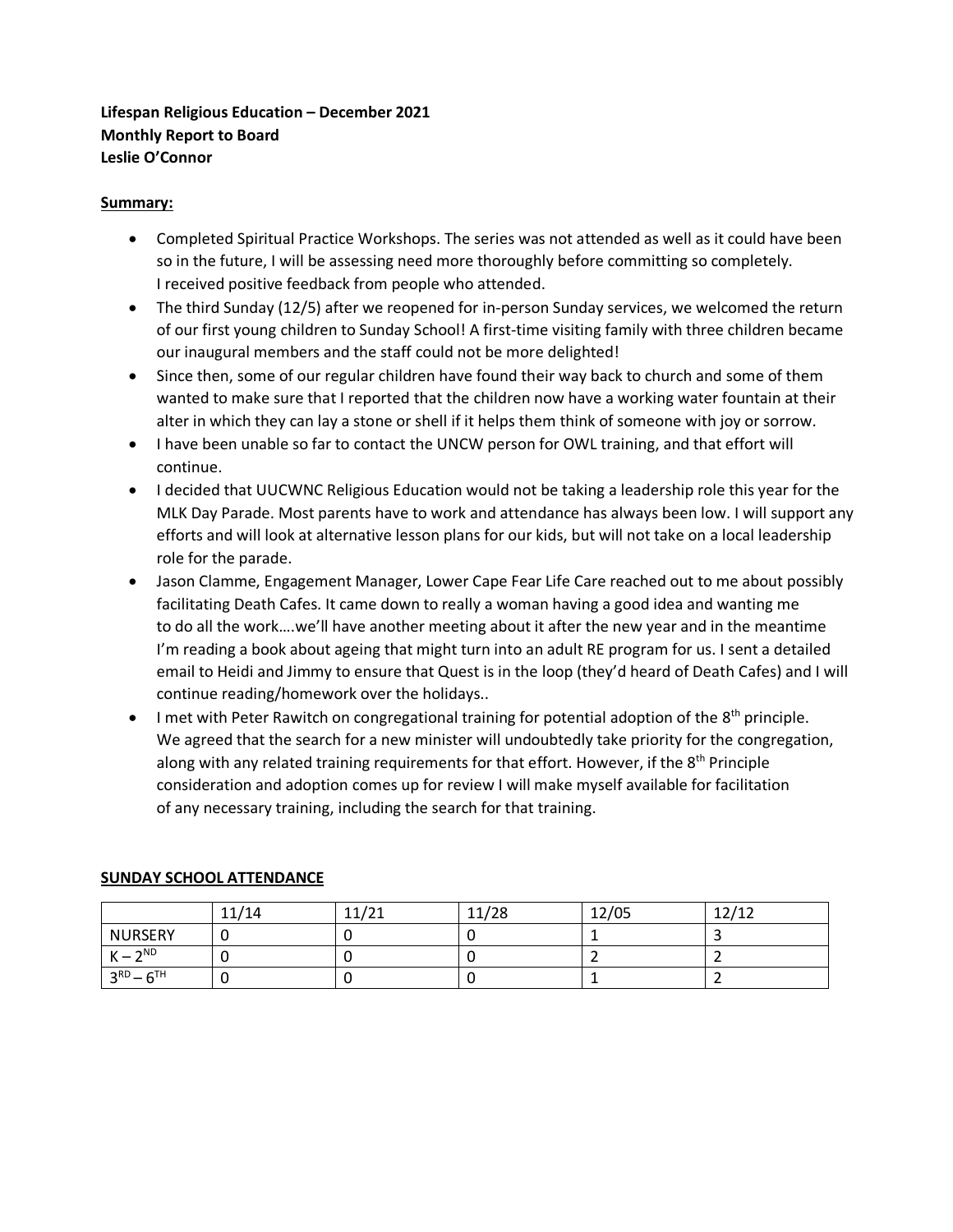**Lifespan Religious Education – December 2021**
**Monthly Report to Board**
**Leslie O'Connor**

**Summary:**

- Completed Spiritual Practice Workshops. The series was not attended as well as it could have been so in the future, I will be assessing need more thoroughly before committing so completely. I received positive feedback from people who attended.
- The third Sunday (12/5) after we reopened for in-person Sunday services, we welcomed the return of our first young children to Sunday School! A first-time visiting family with three children became our inaugural members and the staff could not be more delighted!
- Since then, some of our regular children have found their way back to church and some of them wanted to make sure that I reported that the children now have a working water fountain at their alter in which they can lay a stone or shell if it helps them think of someone with joy or sorrow.
- I have been unable so far to contact the UNCW person for OWL training, and that effort will continue.
- I decided that UUCWNC Religious Education would not be taking a leadership role this year for the MLK Day Parade. Most parents have to work and attendance has always been low. I will support any efforts and will look at alternative lesson plans for our kids, but will not take on a local leadership role for the parade.
- Jason Clamme, Engagement Manager, Lower Cape Fear Life Care reached out to me about possibly facilitating Death Cafes. It came down to really a woman having a good idea and wanting me to do all the work….we'll have another meeting about it after the new year and in the meantime I'm reading a book about ageing that might turn into an adult RE program for us. I sent a detailed email to Heidi and Jimmy to ensure that Quest is in the loop (they'd heard of Death Cafes) and I will continue reading/homework over the holidays..
- I met with Peter Rawitch on congregational training for potential adoption of the 8th principle. We agreed that the search for a new minister will undoubtedly take priority for the congregation, along with any related training requirements for that effort. However, if the 8th Principle consideration and adoption comes up for review I will make myself available for facilitation of any necessary training, including the search for that training.

**SUNDAY SCHOOL ATTENDANCE**

| | 11/14 | 11/21 | 11/28 | 12/05 | 12/12 |
|---|---|---|---|---|---|
| NURSERY | 0 | 0 | 0 | 1 | 3 |
| K – 2ND | 0 | 0 | 0 | 2 | 2 |
| 3RD – 6TH | 0 | 0 | 0 | 1 | 2 |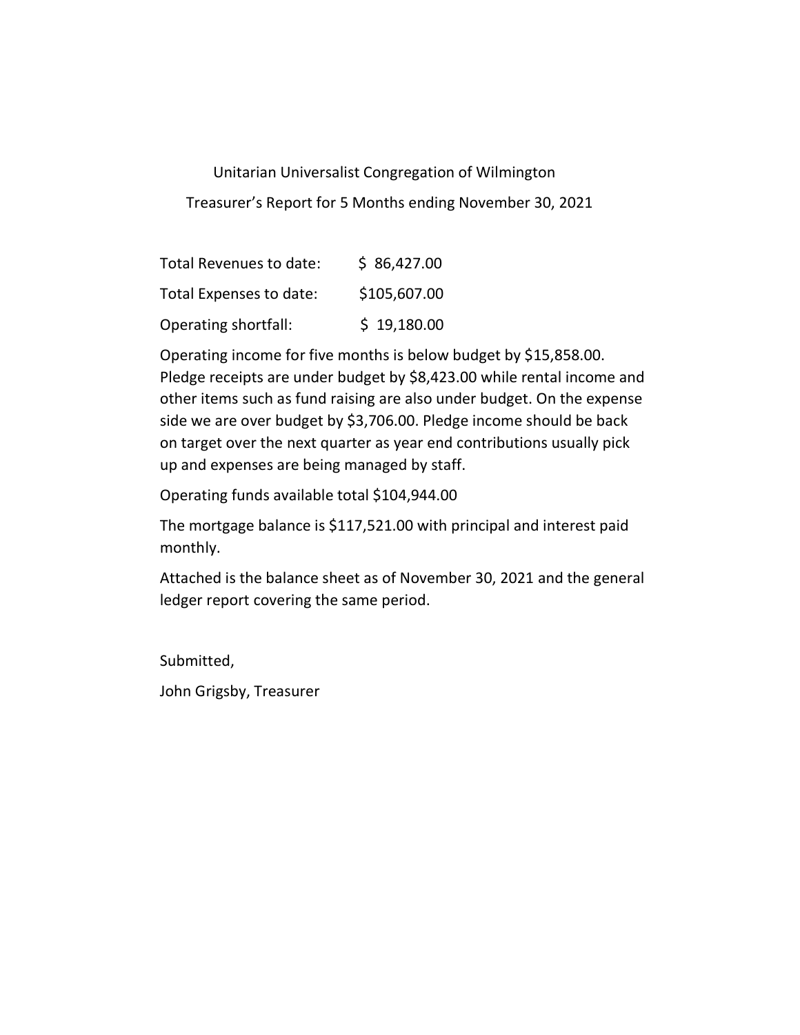# Unitarian Universalist Congregation of Wilmington

## Treasurer's Report for 5 Months ending November 30, 2021

| | |
|---|---|
| Total Revenues to date: | $ 86,427.00 |
| Total Expenses to date: | $105,607.00 |
| Operating shortfall: | $ 19,180.00 |

Operating income for five months is below budget by $15,858.00. Pledge receipts are under budget by $8,423.00 while rental income and other items such as fund raising are also under budget. On the expense side we are over budget by $3,706.00. Pledge income should be back on target over the next quarter as year end contributions usually pick up and expenses are being managed by staff.

Operating funds available total $104,944.00

The mortgage balance is $117,521.00 with principal and interest paid monthly.

Attached is the balance sheet as of November 30, 2021 and the general ledger report covering the same period.

Submitted,

John Grigsby, Treasurer